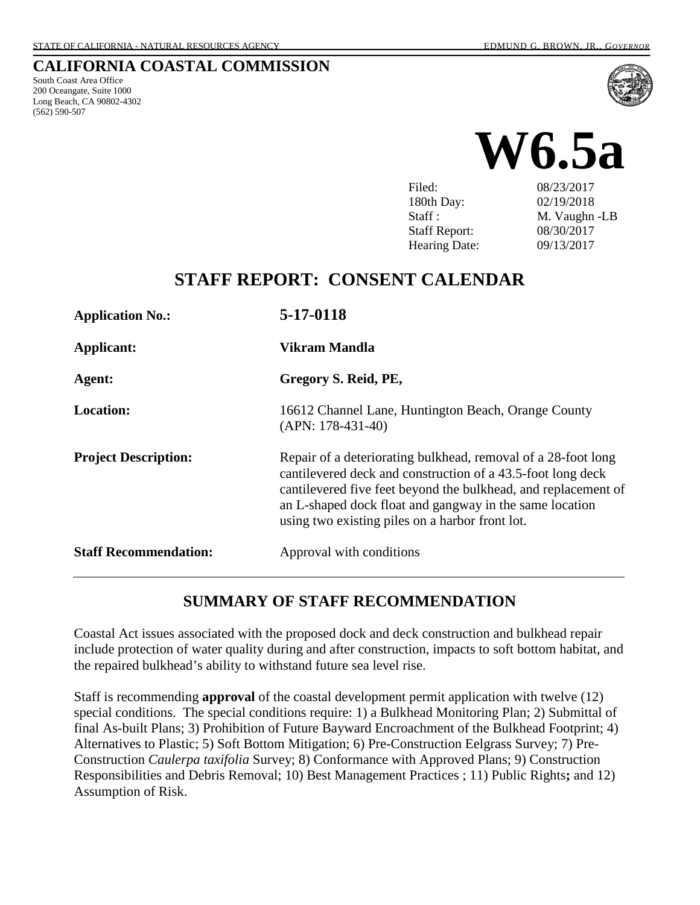STATE OF CALIFORNIA - NATURAL RESOURCES AGENCY EDMUND G. BROWN, JR., *GOVERNOR*

# CALIFORNIA COASTAL COMMISSION

South Coast Area Office
200 Oceangate, Suite 1000
Long Beach, CA 90802-4302
(562) 590-507

# W6.5a

| | |
|---|---|
| Filed: | 08/23/2017 |
| 180th Day: | 02/19/2018 |
| Staff : | M. Vaughn -LB |
| Staff Report: | 08/30/2017 |
| Hearing Date: | 09/13/2017 |

## STAFF REPORT: CONSENT CALENDAR

| | |
|---|---|
| **Application No.:** | **5-17-0118** |
| **Applicant:** | **Vikram Mandla** |
| **Agent:** | **Gregory S. Reid, PE,** |
| **Location:** | 16612 Channel Lane, Huntington Beach, Orange County (APN: 178-431-40) |
| **Project Description:** | Repair of a deteriorating bulkhead, removal of a 28-foot long cantilevered deck and construction of a 43.5-foot long deck cantilevered five feet beyond the bulkhead, and replacement of an L-shaped dock float and gangway in the same location using two existing piles on a harbor front lot. |
| **Staff Recommendation:** | Approval with conditions |

## SUMMARY OF STAFF RECOMMENDATION

Coastal Act issues associated with the proposed dock and deck construction and bulkhead repair include protection of water quality during and after construction, impacts to soft bottom habitat, and the repaired bulkhead's ability to withstand future sea level rise.

Staff is recommending **approval** of the coastal development permit application with twelve (12) special conditions. The special conditions require: 1) a Bulkhead Monitoring Plan; 2) Submittal of final As-built Plans; 3) Prohibition of Future Bayward Encroachment of the Bulkhead Footprint; 4) Alternatives to Plastic; 5) Soft Bottom Mitigation; 6) Pre-Construction Eelgrass Survey; 7) Pre-Construction *Caulerpa taxifolia* Survey; 8) Conformance with Approved Plans; 9) Construction Responsibilities and Debris Removal; 10) Best Management Practices ; 11) Public Rights**;** and 12) Assumption of Risk.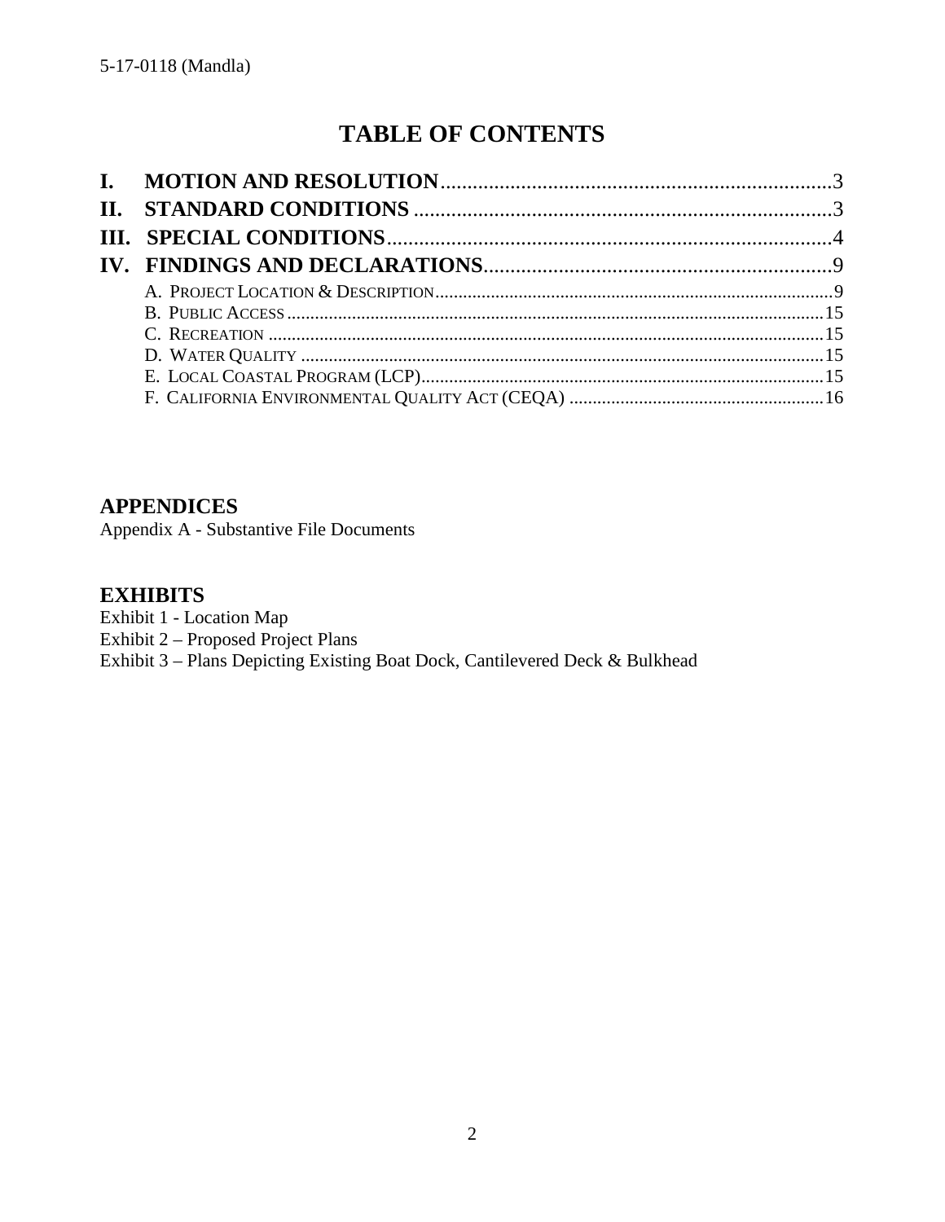# TABLE OF CONTENTS

**I. MOTION AND RESOLUTION** ........ 3
**II. STANDARD CONDITIONS** ........ 3
**III. SPECIAL CONDITIONS** ........ 4
**IV. FINDINGS AND DECLARATIONS** ........ 9

- A. PROJECT LOCATION & DESCRIPTION ........ 9
- B. PUBLIC ACCESS ........ 15
- C. RECREATION ........ 15
- D. WATER QUALITY ........ 15
- E. LOCAL COASTAL PROGRAM (LCP) ........ 15
- F. CALIFORNIA ENVIRONMENTAL QUALITY ACT (CEQA) ........ 16

## APPENDICES

Appendix A - Substantive File Documents

## EXHIBITS

Exhibit 1 - Location Map
Exhibit 2 – Proposed Project Plans
Exhibit 3 – Plans Depicting Existing Boat Dock, Cantilevered Deck & Bulkhead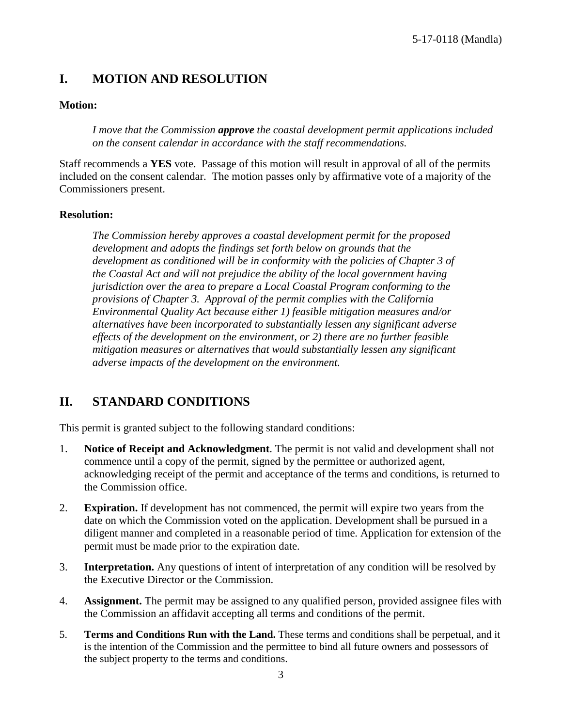## I. MOTION AND RESOLUTION

**Motion:**

> *I move that the Commission **approve** the coastal development permit applications included on the consent calendar in accordance with the staff recommendations.*

Staff recommends a **YES** vote. Passage of this motion will result in approval of all of the permits included on the consent calendar. The motion passes only by affirmative vote of a majority of the Commissioners present.

**Resolution:**

> *The Commission hereby approves a coastal development permit for the proposed development and adopts the findings set forth below on grounds that the development as conditioned will be in conformity with the policies of Chapter 3 of the Coastal Act and will not prejudice the ability of the local government having jurisdiction over the area to prepare a Local Coastal Program conforming to the provisions of Chapter 3. Approval of the permit complies with the California Environmental Quality Act because either 1) feasible mitigation measures and/or alternatives have been incorporated to substantially lessen any significant adverse effects of the development on the environment, or 2) there are no further feasible mitigation measures or alternatives that would substantially lessen any significant adverse impacts of the development on the environment.*

## II. STANDARD CONDITIONS

This permit is granted subject to the following standard conditions:

1. **Notice of Receipt and Acknowledgment**. The permit is not valid and development shall not commence until a copy of the permit, signed by the permittee or authorized agent, acknowledging receipt of the permit and acceptance of the terms and conditions, is returned to the Commission office.

2. **Expiration.** If development has not commenced, the permit will expire two years from the date on which the Commission voted on the application. Development shall be pursued in a diligent manner and completed in a reasonable period of time. Application for extension of the permit must be made prior to the expiration date.

3. **Interpretation.** Any questions of intent of interpretation of any condition will be resolved by the Executive Director or the Commission.

4. **Assignment.** The permit may be assigned to any qualified person, provided assignee files with the Commission an affidavit accepting all terms and conditions of the permit.

5. **Terms and Conditions Run with the Land.** These terms and conditions shall be perpetual, and it is the intention of the Commission and the permittee to bind all future owners and possessors of the subject property to the terms and conditions.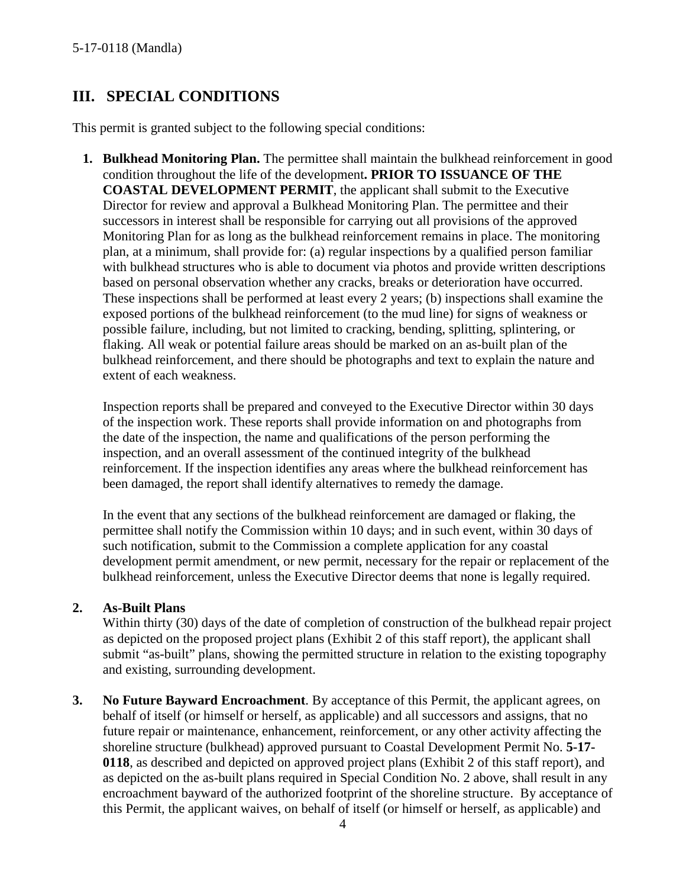## III. SPECIAL CONDITIONS

This permit is granted subject to the following special conditions:

1. **Bulkhead Monitoring Plan.** The permittee shall maintain the bulkhead reinforcement in good condition throughout the life of the development**. PRIOR TO ISSUANCE OF THE COASTAL DEVELOPMENT PERMIT**, the applicant shall submit to the Executive Director for review and approval a Bulkhead Monitoring Plan. The permittee and their successors in interest shall be responsible for carrying out all provisions of the approved Monitoring Plan for as long as the bulkhead reinforcement remains in place. The monitoring plan, at a minimum, shall provide for: (a) regular inspections by a qualified person familiar with bulkhead structures who is able to document via photos and provide written descriptions based on personal observation whether any cracks, breaks or deterioration have occurred. These inspections shall be performed at least every 2 years; (b) inspections shall examine the exposed portions of the bulkhead reinforcement (to the mud line) for signs of weakness or possible failure, including, but not limited to cracking, bending, splitting, splintering, or flaking. All weak or potential failure areas should be marked on an as-built plan of the bulkhead reinforcement, and there should be photographs and text to explain the nature and extent of each weakness.

   Inspection reports shall be prepared and conveyed to the Executive Director within 30 days of the inspection work. These reports shall provide information on and photographs from the date of the inspection, the name and qualifications of the person performing the inspection, and an overall assessment of the continued integrity of the bulkhead reinforcement. If the inspection identifies any areas where the bulkhead reinforcement has been damaged, the report shall identify alternatives to remedy the damage.

   In the event that any sections of the bulkhead reinforcement are damaged or flaking, the permittee shall notify the Commission within 10 days; and in such event, within 30 days of such notification, submit to the Commission a complete application for any coastal development permit amendment, or new permit, necessary for the repair or replacement of the bulkhead reinforcement, unless the Executive Director deems that none is legally required.

2. **As-Built Plans**
   Within thirty (30) days of the date of completion of construction of the bulkhead repair project as depicted on the proposed project plans (Exhibit 2 of this staff report), the applicant shall submit "as-built" plans, showing the permitted structure in relation to the existing topography and existing, surrounding development.

3. **No Future Bayward Encroachment**. By acceptance of this Permit, the applicant agrees, on behalf of itself (or himself or herself, as applicable) and all successors and assigns, that no future repair or maintenance, enhancement, reinforcement, or any other activity affecting the shoreline structure (bulkhead) approved pursuant to Coastal Development Permit No. **5-17-0118**, as described and depicted on approved project plans (Exhibit 2 of this staff report), and as depicted on the as-built plans required in Special Condition No. 2 above, shall result in any encroachment bayward of the authorized footprint of the shoreline structure. By acceptance of this Permit, the applicant waives, on behalf of itself (or himself or herself, as applicable) and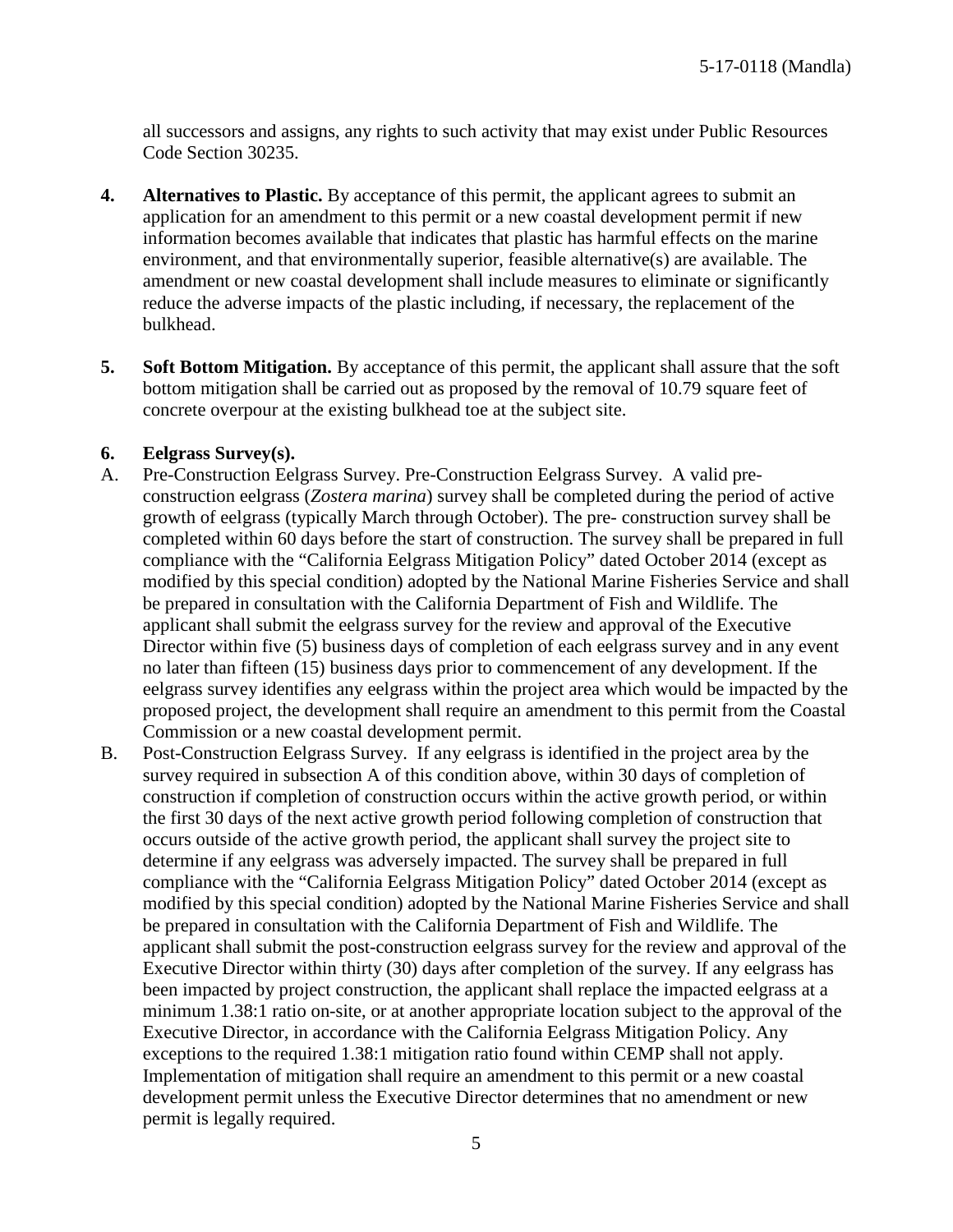all successors and assigns, any rights to such activity that may exist under Public Resources Code Section 30235.

4. **Alternatives to Plastic.** By acceptance of this permit, the applicant agrees to submit an application for an amendment to this permit or a new coastal development permit if new information becomes available that indicates that plastic has harmful effects on the marine environment, and that environmentally superior, feasible alternative(s) are available. The amendment or new coastal development shall include measures to eliminate or significantly reduce the adverse impacts of the plastic including, if necessary, the replacement of the bulkhead.

5. **Soft Bottom Mitigation.** By acceptance of this permit, the applicant shall assure that the soft bottom mitigation shall be carried out as proposed by the removal of 10.79 square feet of concrete overpour at the existing bulkhead toe at the subject site.

6. **Eelgrass Survey(s).**

A. Pre-Construction Eelgrass Survey. Pre-Construction Eelgrass Survey. A valid pre-construction eelgrass (*Zostera marina*) survey shall be completed during the period of active growth of eelgrass (typically March through October). The pre- construction survey shall be completed within 60 days before the start of construction. The survey shall be prepared in full compliance with the "California Eelgrass Mitigation Policy" dated October 2014 (except as modified by this special condition) adopted by the National Marine Fisheries Service and shall be prepared in consultation with the California Department of Fish and Wildlife. The applicant shall submit the eelgrass survey for the review and approval of the Executive Director within five (5) business days of completion of each eelgrass survey and in any event no later than fifteen (15) business days prior to commencement of any development. If the eelgrass survey identifies any eelgrass within the project area which would be impacted by the proposed project, the development shall require an amendment to this permit from the Coastal Commission or a new coastal development permit.

B. Post-Construction Eelgrass Survey. If any eelgrass is identified in the project area by the survey required in subsection A of this condition above, within 30 days of completion of construction if completion of construction occurs within the active growth period, or within the first 30 days of the next active growth period following completion of construction that occurs outside of the active growth period, the applicant shall survey the project site to determine if any eelgrass was adversely impacted. The survey shall be prepared in full compliance with the "California Eelgrass Mitigation Policy" dated October 2014 (except as modified by this special condition) adopted by the National Marine Fisheries Service and shall be prepared in consultation with the California Department of Fish and Wildlife. The applicant shall submit the post-construction eelgrass survey for the review and approval of the Executive Director within thirty (30) days after completion of the survey. If any eelgrass has been impacted by project construction, the applicant shall replace the impacted eelgrass at a minimum 1.38:1 ratio on-site, or at another appropriate location subject to the approval of the Executive Director, in accordance with the California Eelgrass Mitigation Policy. Any exceptions to the required 1.38:1 mitigation ratio found within CEMP shall not apply. Implementation of mitigation shall require an amendment to this permit or a new coastal development permit unless the Executive Director determines that no amendment or new permit is legally required.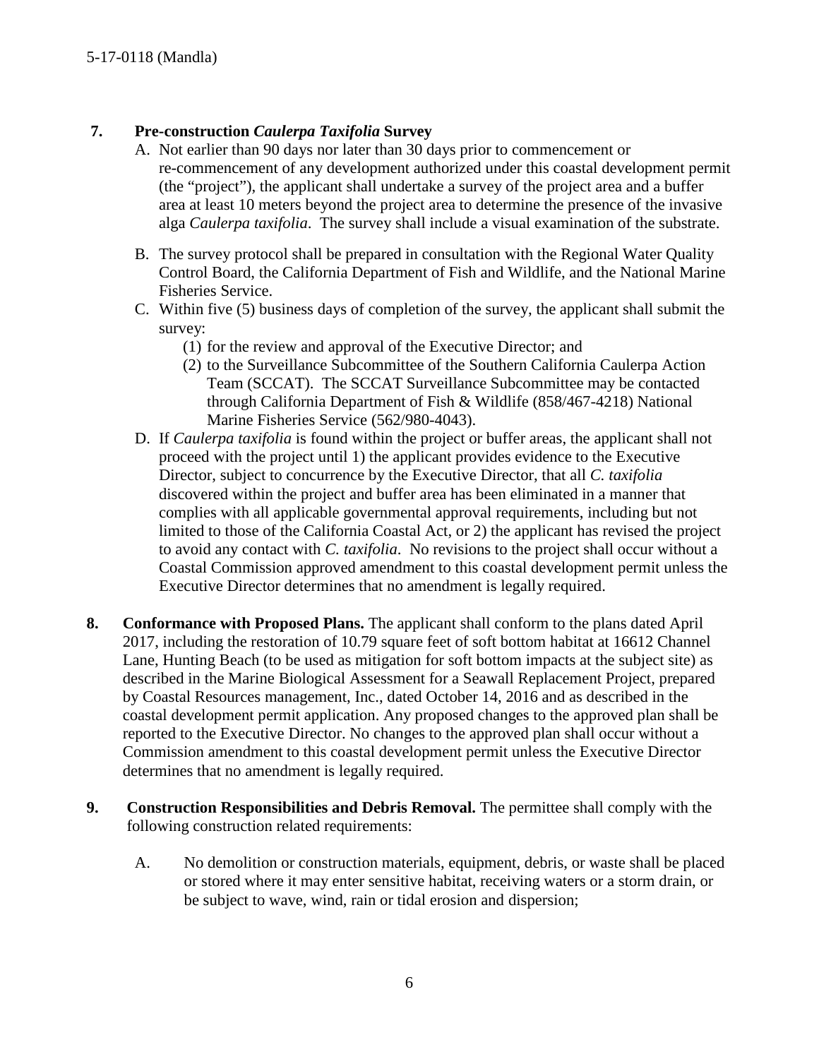**7. Pre-construction *Caulerpa Taxifolia* Survey**

A. Not earlier than 90 days nor later than 30 days prior to commencement or re-commencement of any development authorized under this coastal development permit (the "project"), the applicant shall undertake a survey of the project area and a buffer area at least 10 meters beyond the project area to determine the presence of the invasive alga *Caulerpa taxifolia*. The survey shall include a visual examination of the substrate.

B. The survey protocol shall be prepared in consultation with the Regional Water Quality Control Board, the California Department of Fish and Wildlife, and the National Marine Fisheries Service.

C. Within five (5) business days of completion of the survey, the applicant shall submit the survey:
   (1) for the review and approval of the Executive Director; and
   (2) to the Surveillance Subcommittee of the Southern California Caulerpa Action Team (SCCAT). The SCCAT Surveillance Subcommittee may be contacted through California Department of Fish & Wildlife (858/467-4218) National Marine Fisheries Service (562/980-4043).

D. If *Caulerpa taxifolia* is found within the project or buffer areas, the applicant shall not proceed with the project until 1) the applicant provides evidence to the Executive Director, subject to concurrence by the Executive Director, that all *C. taxifolia* discovered within the project and buffer area has been eliminated in a manner that complies with all applicable governmental approval requirements, including but not limited to those of the California Coastal Act, or 2) the applicant has revised the project to avoid any contact with *C. taxifolia*. No revisions to the project shall occur without a Coastal Commission approved amendment to this coastal development permit unless the Executive Director determines that no amendment is legally required.

**8. Conformance with Proposed Plans.** The applicant shall conform to the plans dated April 2017, including the restoration of 10.79 square feet of soft bottom habitat at 16612 Channel Lane, Hunting Beach (to be used as mitigation for soft bottom impacts at the subject site) as described in the Marine Biological Assessment for a Seawall Replacement Project, prepared by Coastal Resources management, Inc., dated October 14, 2016 and as described in the coastal development permit application. Any proposed changes to the approved plan shall be reported to the Executive Director. No changes to the approved plan shall occur without a Commission amendment to this coastal development permit unless the Executive Director determines that no amendment is legally required.

**9. Construction Responsibilities and Debris Removal.** The permittee shall comply with the following construction related requirements:

A. No demolition or construction materials, equipment, debris, or waste shall be placed or stored where it may enter sensitive habitat, receiving waters or a storm drain, or be subject to wave, wind, rain or tidal erosion and dispersion;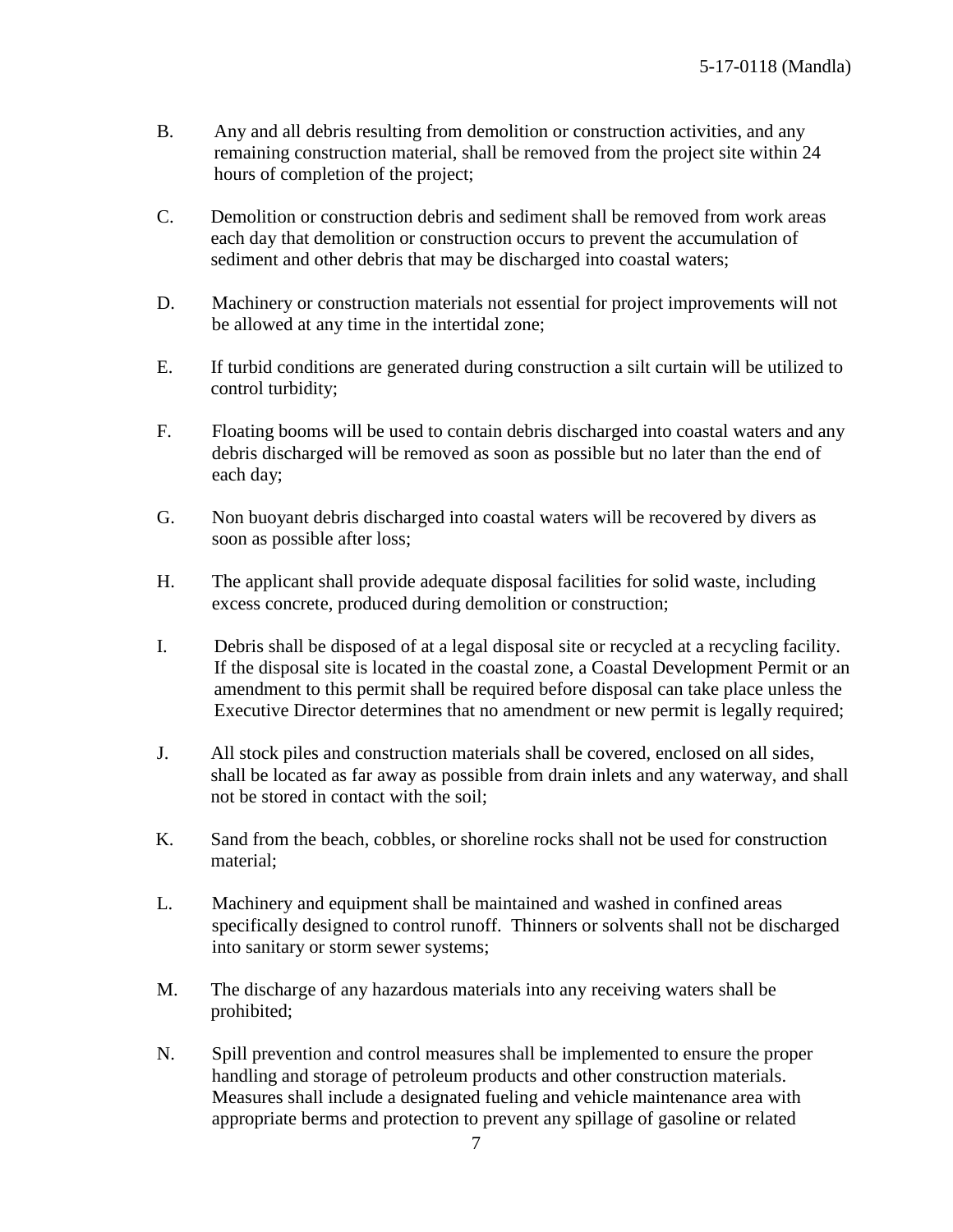B. Any and all debris resulting from demolition or construction activities, and any remaining construction material, shall be removed from the project site within 24 hours of completion of the project;

C. Demolition or construction debris and sediment shall be removed from work areas each day that demolition or construction occurs to prevent the accumulation of sediment and other debris that may be discharged into coastal waters;

D. Machinery or construction materials not essential for project improvements will not be allowed at any time in the intertidal zone;

E. If turbid conditions are generated during construction a silt curtain will be utilized to control turbidity;

F. Floating booms will be used to contain debris discharged into coastal waters and any debris discharged will be removed as soon as possible but no later than the end of each day;

G. Non buoyant debris discharged into coastal waters will be recovered by divers as soon as possible after loss;

H. The applicant shall provide adequate disposal facilities for solid waste, including excess concrete, produced during demolition or construction;

I. Debris shall be disposed of at a legal disposal site or recycled at a recycling facility. If the disposal site is located in the coastal zone, a Coastal Development Permit or an amendment to this permit shall be required before disposal can take place unless the Executive Director determines that no amendment or new permit is legally required;

J. All stock piles and construction materials shall be covered, enclosed on all sides, shall be located as far away as possible from drain inlets and any waterway, and shall not be stored in contact with the soil;

K. Sand from the beach, cobbles, or shoreline rocks shall not be used for construction material;

L. Machinery and equipment shall be maintained and washed in confined areas specifically designed to control runoff. Thinners or solvents shall not be discharged into sanitary or storm sewer systems;

M. The discharge of any hazardous materials into any receiving waters shall be prohibited;

N. Spill prevention and control measures shall be implemented to ensure the proper handling and storage of petroleum products and other construction materials. Measures shall include a designated fueling and vehicle maintenance area with appropriate berms and protection to prevent any spillage of gasoline or related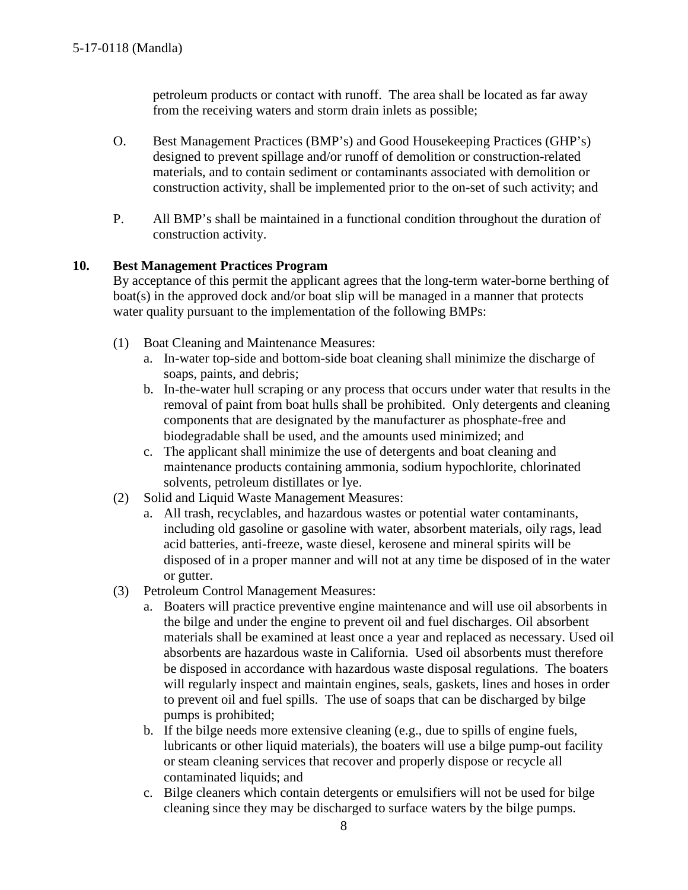petroleum products or contact with runoff. The area shall be located as far away from the receiving waters and storm drain inlets as possible;

O. Best Management Practices (BMP's) and Good Housekeeping Practices (GHP's) designed to prevent spillage and/or runoff of demolition or construction-related materials, and to contain sediment or contaminants associated with demolition or construction activity, shall be implemented prior to the on-set of such activity; and

P. All BMP's shall be maintained in a functional condition throughout the duration of construction activity.

**10. Best Management Practices Program**

By acceptance of this permit the applicant agrees that the long-term water-borne berthing of boat(s) in the approved dock and/or boat slip will be managed in a manner that protects water quality pursuant to the implementation of the following BMPs:

(1) Boat Cleaning and Maintenance Measures:
   a. In-water top-side and bottom-side boat cleaning shall minimize the discharge of soaps, paints, and debris;
   b. In-the-water hull scraping or any process that occurs under water that results in the removal of paint from boat hulls shall be prohibited. Only detergents and cleaning components that are designated by the manufacturer as phosphate-free and biodegradable shall be used, and the amounts used minimized; and
   c. The applicant shall minimize the use of detergents and boat cleaning and maintenance products containing ammonia, sodium hypochlorite, chlorinated solvents, petroleum distillates or lye.

(2) Solid and Liquid Waste Management Measures:
   a. All trash, recyclables, and hazardous wastes or potential water contaminants, including old gasoline or gasoline with water, absorbent materials, oily rags, lead acid batteries, anti-freeze, waste diesel, kerosene and mineral spirits will be disposed of in a proper manner and will not at any time be disposed of in the water or gutter.

(3) Petroleum Control Management Measures:
   a. Boaters will practice preventive engine maintenance and will use oil absorbents in the bilge and under the engine to prevent oil and fuel discharges. Oil absorbent materials shall be examined at least once a year and replaced as necessary. Used oil absorbents are hazardous waste in California. Used oil absorbents must therefore be disposed in accordance with hazardous waste disposal regulations. The boaters will regularly inspect and maintain engines, seals, gaskets, lines and hoses in order to prevent oil and fuel spills. The use of soaps that can be discharged by bilge pumps is prohibited;
   b. If the bilge needs more extensive cleaning (e.g., due to spills of engine fuels, lubricants or other liquid materials), the boaters will use a bilge pump-out facility or steam cleaning services that recover and properly dispose or recycle all contaminated liquids; and
   c. Bilge cleaners which contain detergents or emulsifiers will not be used for bilge cleaning since they may be discharged to surface waters by the bilge pumps.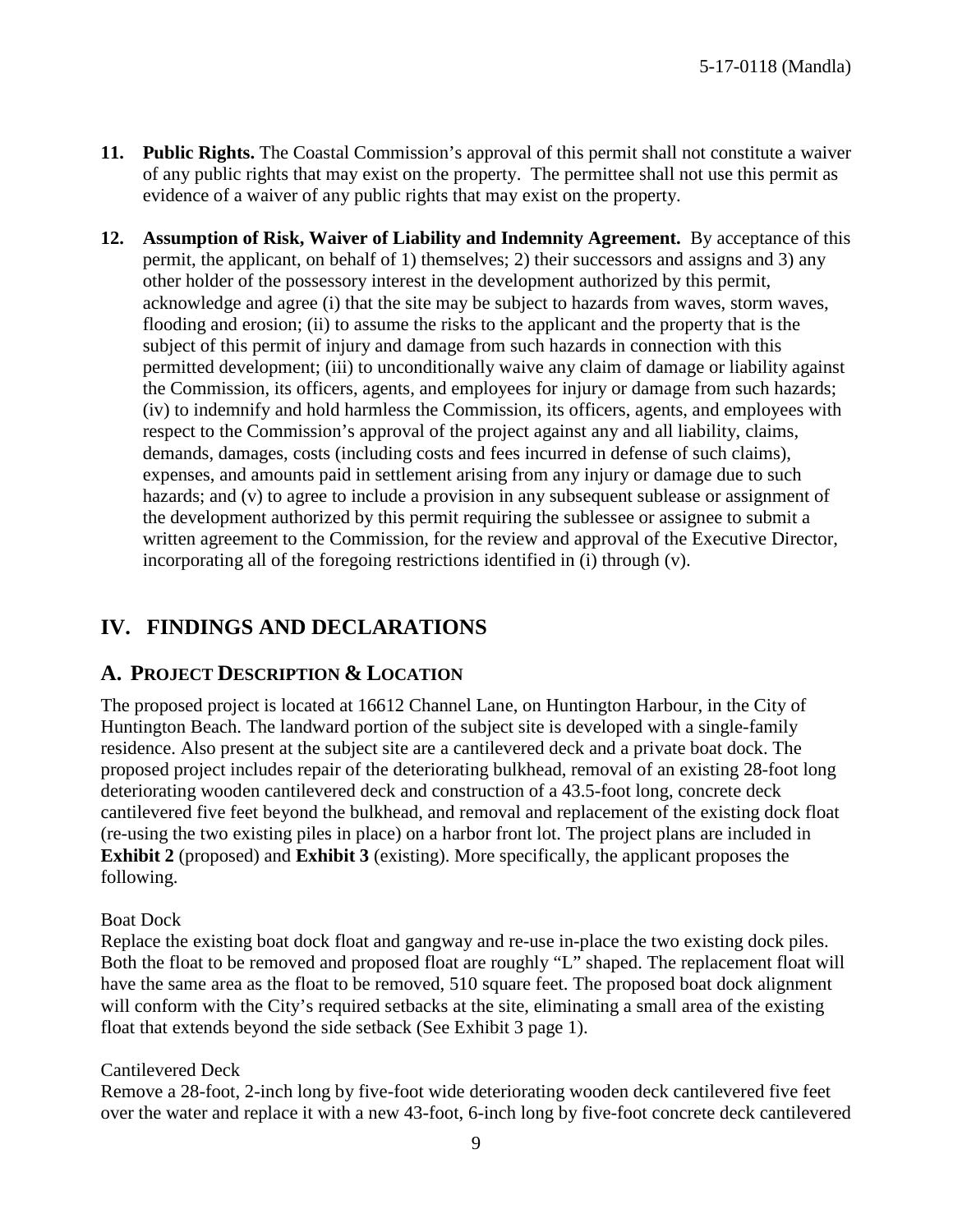**11. Public Rights.** The Coastal Commission's approval of this permit shall not constitute a waiver of any public rights that may exist on the property. The permittee shall not use this permit as evidence of a waiver of any public rights that may exist on the property.

**12. Assumption of Risk, Waiver of Liability and Indemnity Agreement.** By acceptance of this permit, the applicant, on behalf of 1) themselves; 2) their successors and assigns and 3) any other holder of the possessory interest in the development authorized by this permit, acknowledge and agree (i) that the site may be subject to hazards from waves, storm waves, flooding and erosion; (ii) to assume the risks to the applicant and the property that is the subject of this permit of injury and damage from such hazards in connection with this permitted development; (iii) to unconditionally waive any claim of damage or liability against the Commission, its officers, agents, and employees for injury or damage from such hazards; (iv) to indemnify and hold harmless the Commission, its officers, agents, and employees with respect to the Commission's approval of the project against any and all liability, claims, demands, damages, costs (including costs and fees incurred in defense of such claims), expenses, and amounts paid in settlement arising from any injury or damage due to such hazards; and (v) to agree to include a provision in any subsequent sublease or assignment of the development authorized by this permit requiring the sublessee or assignee to submit a written agreement to the Commission, for the review and approval of the Executive Director, incorporating all of the foregoing restrictions identified in (i) through (v).

# IV. FINDINGS AND DECLARATIONS

## A. Project Description & Location

The proposed project is located at 16612 Channel Lane, on Huntington Harbour, in the City of Huntington Beach. The landward portion of the subject site is developed with a single-family residence. Also present at the subject site are a cantilevered deck and a private boat dock. The proposed project includes repair of the deteriorating bulkhead, removal of an existing 28-foot long deteriorating wooden cantilevered deck and construction of a 43.5-foot long, concrete deck cantilevered five feet beyond the bulkhead, and removal and replacement of the existing dock float (re-using the two existing piles in place) on a harbor front lot. The project plans are included in **Exhibit 2** (proposed) and **Exhibit 3** (existing). More specifically, the applicant proposes the following.

Boat Dock

Replace the existing boat dock float and gangway and re-use in-place the two existing dock piles. Both the float to be removed and proposed float are roughly "L" shaped. The replacement float will have the same area as the float to be removed, 510 square feet. The proposed boat dock alignment will conform with the City's required setbacks at the site, eliminating a small area of the existing float that extends beyond the side setback (See Exhibit 3 page 1).

Cantilevered Deck

Remove a 28-foot, 2-inch long by five-foot wide deteriorating wooden deck cantilevered five feet over the water and replace it with a new 43-foot, 6-inch long by five-foot concrete deck cantilevered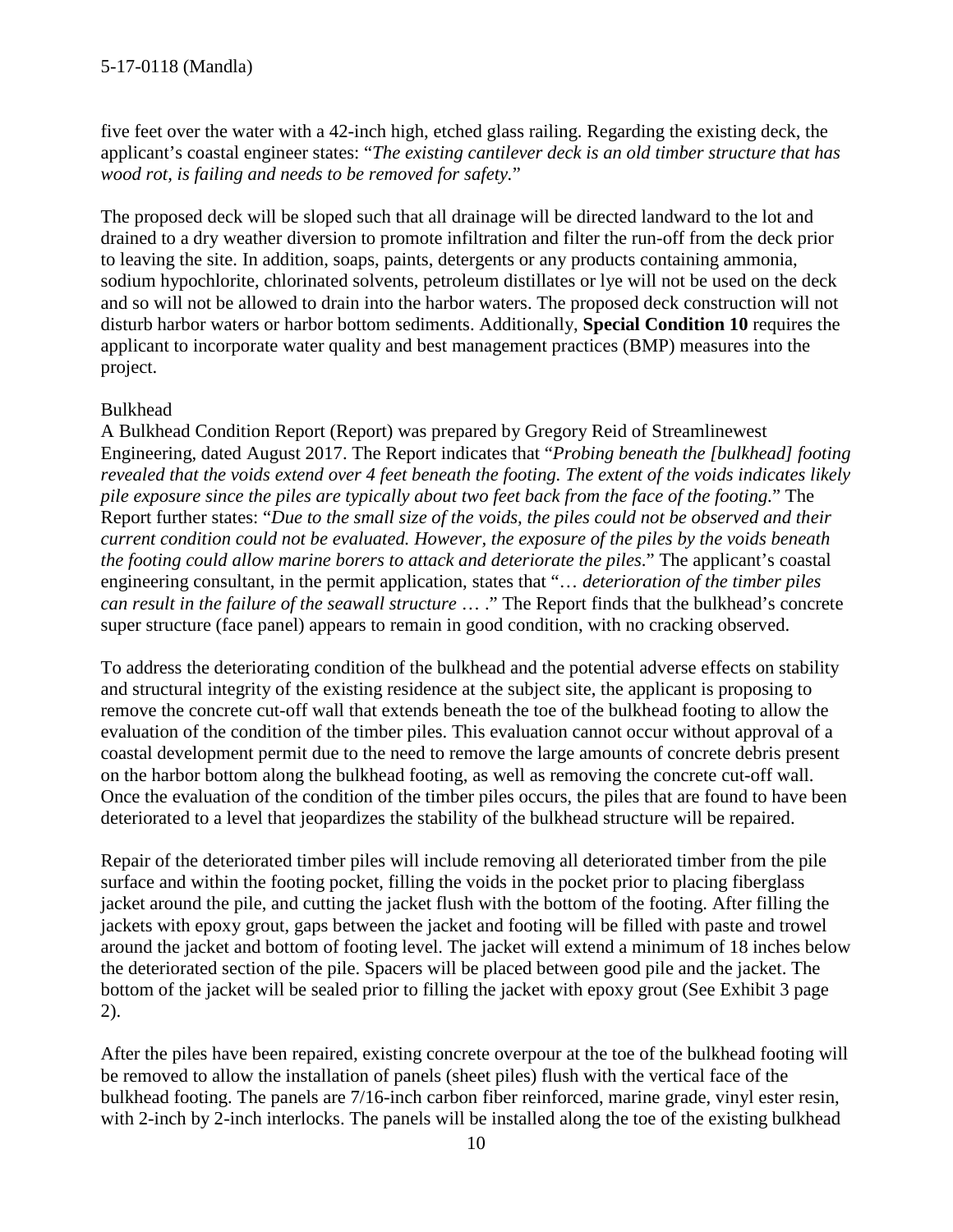five feet over the water with a 42-inch high, etched glass railing. Regarding the existing deck, the applicant's coastal engineer states: "*The existing cantilever deck is an old timber structure that has wood rot, is failing and needs to be removed for safety.*"

The proposed deck will be sloped such that all drainage will be directed landward to the lot and drained to a dry weather diversion to promote infiltration and filter the run-off from the deck prior to leaving the site. In addition, soaps, paints, detergents or any products containing ammonia, sodium hypochlorite, chlorinated solvents, petroleum distillates or lye will not be used on the deck and so will not be allowed to drain into the harbor waters. The proposed deck construction will not disturb harbor waters or harbor bottom sediments. Additionally, **Special Condition 10** requires the applicant to incorporate water quality and best management practices (BMP) measures into the project.

Bulkhead

A Bulkhead Condition Report (Report) was prepared by Gregory Reid of Streamlinewest Engineering, dated August 2017. The Report indicates that "*Probing beneath the [bulkhead] footing revealed that the voids extend over 4 feet beneath the footing. The extent of the voids indicates likely pile exposure since the piles are typically about two feet back from the face of the footing.*" The Report further states: "*Due to the small size of the voids, the piles could not be observed and their current condition could not be evaluated. However, the exposure of the piles by the voids beneath the footing could allow marine borers to attack and deteriorate the piles.*" The applicant's coastal engineering consultant, in the permit application, states that "*… deterioration of the timber piles can result in the failure of the seawall structure* … ." The Report finds that the bulkhead's concrete super structure (face panel) appears to remain in good condition, with no cracking observed.

To address the deteriorating condition of the bulkhead and the potential adverse effects on stability and structural integrity of the existing residence at the subject site, the applicant is proposing to remove the concrete cut-off wall that extends beneath the toe of the bulkhead footing to allow the evaluation of the condition of the timber piles. This evaluation cannot occur without approval of a coastal development permit due to the need to remove the large amounts of concrete debris present on the harbor bottom along the bulkhead footing, as well as removing the concrete cut-off wall. Once the evaluation of the condition of the timber piles occurs, the piles that are found to have been deteriorated to a level that jeopardizes the stability of the bulkhead structure will be repaired.

Repair of the deteriorated timber piles will include removing all deteriorated timber from the pile surface and within the footing pocket, filling the voids in the pocket prior to placing fiberglass jacket around the pile, and cutting the jacket flush with the bottom of the footing. After filling the jackets with epoxy grout, gaps between the jacket and footing will be filled with paste and trowel around the jacket and bottom of footing level. The jacket will extend a minimum of 18 inches below the deteriorated section of the pile. Spacers will be placed between good pile and the jacket. The bottom of the jacket will be sealed prior to filling the jacket with epoxy grout (See Exhibit 3 page 2).

After the piles have been repaired, existing concrete overpour at the toe of the bulkhead footing will be removed to allow the installation of panels (sheet piles) flush with the vertical face of the bulkhead footing. The panels are 7/16-inch carbon fiber reinforced, marine grade, vinyl ester resin, with 2-inch by 2-inch interlocks. The panels will be installed along the toe of the existing bulkhead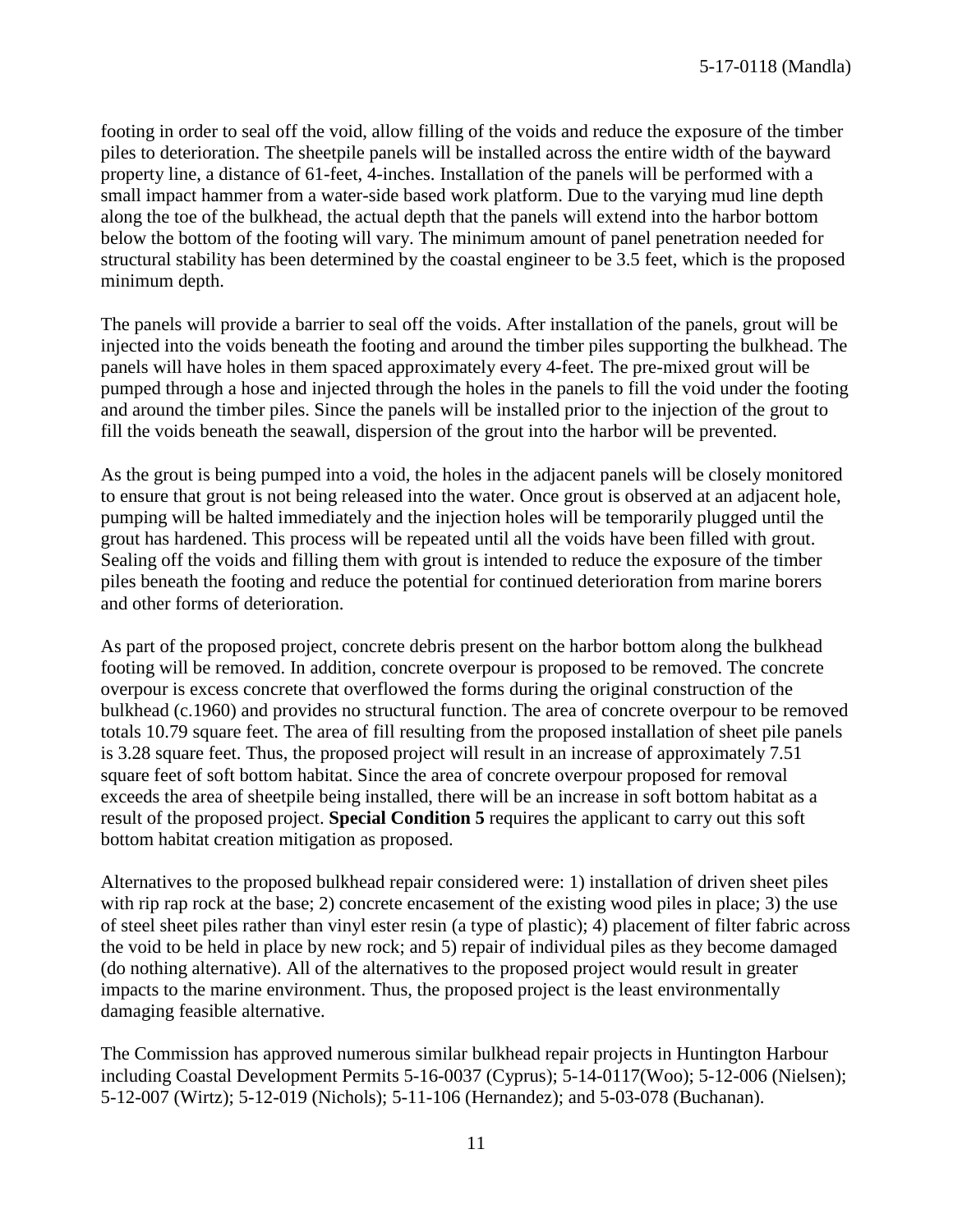footing in order to seal off the void, allow filling of the voids and reduce the exposure of the timber piles to deterioration. The sheetpile panels will be installed across the entire width of the bayward property line, a distance of 61-feet, 4-inches. Installation of the panels will be performed with a small impact hammer from a water-side based work platform. Due to the varying mud line depth along the toe of the bulkhead, the actual depth that the panels will extend into the harbor bottom below the bottom of the footing will vary. The minimum amount of panel penetration needed for structural stability has been determined by the coastal engineer to be 3.5 feet, which is the proposed minimum depth.

The panels will provide a barrier to seal off the voids. After installation of the panels, grout will be injected into the voids beneath the footing and around the timber piles supporting the bulkhead. The panels will have holes in them spaced approximately every 4-feet. The pre-mixed grout will be pumped through a hose and injected through the holes in the panels to fill the void under the footing and around the timber piles. Since the panels will be installed prior to the injection of the grout to fill the voids beneath the seawall, dispersion of the grout into the harbor will be prevented.

As the grout is being pumped into a void, the holes in the adjacent panels will be closely monitored to ensure that grout is not being released into the water. Once grout is observed at an adjacent hole, pumping will be halted immediately and the injection holes will be temporarily plugged until the grout has hardened. This process will be repeated until all the voids have been filled with grout. Sealing off the voids and filling them with grout is intended to reduce the exposure of the timber piles beneath the footing and reduce the potential for continued deterioration from marine borers and other forms of deterioration.

As part of the proposed project, concrete debris present on the harbor bottom along the bulkhead footing will be removed. In addition, concrete overpour is proposed to be removed. The concrete overpour is excess concrete that overflowed the forms during the original construction of the bulkhead (c.1960) and provides no structural function. The area of concrete overpour to be removed totals 10.79 square feet. The area of fill resulting from the proposed installation of sheet pile panels is 3.28 square feet. Thus, the proposed project will result in an increase of approximately 7.51 square feet of soft bottom habitat. Since the area of concrete overpour proposed for removal exceeds the area of sheetpile being installed, there will be an increase in soft bottom habitat as a result of the proposed project. **Special Condition 5** requires the applicant to carry out this soft bottom habitat creation mitigation as proposed.

Alternatives to the proposed bulkhead repair considered were: 1) installation of driven sheet piles with rip rap rock at the base; 2) concrete encasement of the existing wood piles in place; 3) the use of steel sheet piles rather than vinyl ester resin (a type of plastic); 4) placement of filter fabric across the void to be held in place by new rock; and 5) repair of individual piles as they become damaged (do nothing alternative). All of the alternatives to the proposed project would result in greater impacts to the marine environment. Thus, the proposed project is the least environmentally damaging feasible alternative.

The Commission has approved numerous similar bulkhead repair projects in Huntington Harbour including Coastal Development Permits 5-16-0037 (Cyprus); 5-14-0117(Woo); 5-12-006 (Nielsen); 5-12-007 (Wirtz); 5-12-019 (Nichols); 5-11-106 (Hernandez); and 5-03-078 (Buchanan).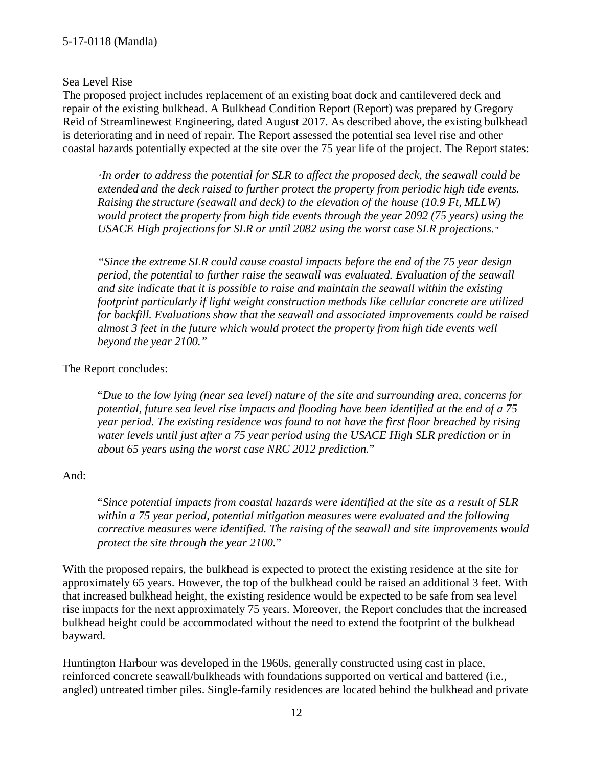Sea Level Rise

The proposed project includes replacement of an existing boat dock and cantilevered deck and repair of the existing bulkhead. A Bulkhead Condition Report (Report) was prepared by Gregory Reid of Streamlinewest Engineering, dated August 2017. As described above, the existing bulkhead is deteriorating and in need of repair. The Report assessed the potential sea level rise and other coastal hazards potentially expected at the site over the 75 year life of the project. The Report states:

> "*In order to address the potential for SLR to affect the proposed deck, the seawall could be extended and the deck raised to further protect the property from periodic high tide events. Raising the structure (seawall and deck) to the elevation of the house (10.9 Ft, MLLW) would protect the property from high tide events through the year 2092 (75 years) using the USACE High projections for SLR or until 2082 using the worst case SLR projections.*"

> *"Since the extreme SLR could cause coastal impacts before the end of the 75 year design period, the potential to further raise the seawall was evaluated. Evaluation of the seawall and site indicate that it is possible to raise and maintain the seawall within the existing footprint particularly if light weight construction methods like cellular concrete are utilized for backfill. Evaluations show that the seawall and associated improvements could be raised almost 3 feet in the future which would protect the property from high tide events well beyond the year 2100."*

The Report concludes:

> "*Due to the low lying (near sea level) nature of the site and surrounding area, concerns for potential, future sea level rise impacts and flooding have been identified at the end of a 75 year period. The existing residence was found to not have the first floor breached by rising water levels until just after a 75 year period using the USACE High SLR prediction or in about 65 years using the worst case NRC 2012 prediction.*"

And:

> "*Since potential impacts from coastal hazards were identified at the site as a result of SLR within a 75 year period, potential mitigation measures were evaluated and the following corrective measures were identified. The raising of the seawall and site improvements would protect the site through the year 2100.*"

With the proposed repairs, the bulkhead is expected to protect the existing residence at the site for approximately 65 years. However, the top of the bulkhead could be raised an additional 3 feet. With that increased bulkhead height, the existing residence would be expected to be safe from sea level rise impacts for the next approximately 75 years. Moreover, the Report concludes that the increased bulkhead height could be accommodated without the need to extend the footprint of the bulkhead bayward.

Huntington Harbour was developed in the 1960s, generally constructed using cast in place, reinforced concrete seawall/bulkheads with foundations supported on vertical and battered (i.e., angled) untreated timber piles. Single-family residences are located behind the bulkhead and private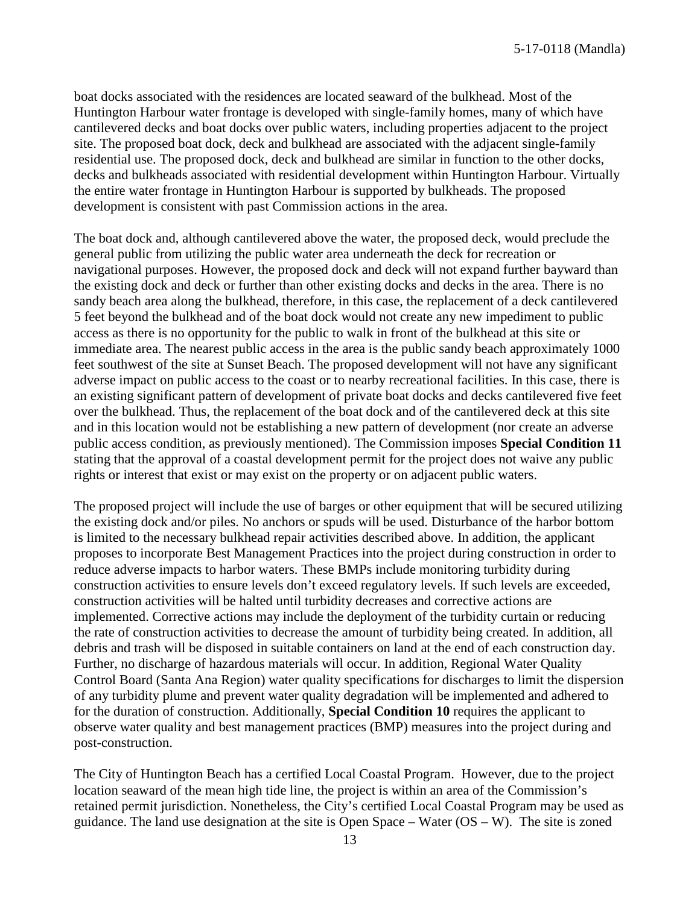boat docks associated with the residences are located seaward of the bulkhead. Most of the Huntington Harbour water frontage is developed with single-family homes, many of which have cantilevered decks and boat docks over public waters, including properties adjacent to the project site. The proposed boat dock, deck and bulkhead are associated with the adjacent single-family residential use. The proposed dock, deck and bulkhead are similar in function to the other docks, decks and bulkheads associated with residential development within Huntington Harbour. Virtually the entire water frontage in Huntington Harbour is supported by bulkheads. The proposed development is consistent with past Commission actions in the area.

The boat dock and, although cantilevered above the water, the proposed deck, would preclude the general public from utilizing the public water area underneath the deck for recreation or navigational purposes. However, the proposed dock and deck will not expand further bayward than the existing dock and deck or further than other existing docks and decks in the area. There is no sandy beach area along the bulkhead, therefore, in this case, the replacement of a deck cantilevered 5 feet beyond the bulkhead and of the boat dock would not create any new impediment to public access as there is no opportunity for the public to walk in front of the bulkhead at this site or immediate area. The nearest public access in the area is the public sandy beach approximately 1000 feet southwest of the site at Sunset Beach. The proposed development will not have any significant adverse impact on public access to the coast or to nearby recreational facilities. In this case, there is an existing significant pattern of development of private boat docks and decks cantilevered five feet over the bulkhead. Thus, the replacement of the boat dock and of the cantilevered deck at this site and in this location would not be establishing a new pattern of development (nor create an adverse public access condition, as previously mentioned). The Commission imposes **Special Condition 11** stating that the approval of a coastal development permit for the project does not waive any public rights or interest that exist or may exist on the property or on adjacent public waters.

The proposed project will include the use of barges or other equipment that will be secured utilizing the existing dock and/or piles. No anchors or spuds will be used. Disturbance of the harbor bottom is limited to the necessary bulkhead repair activities described above. In addition, the applicant proposes to incorporate Best Management Practices into the project during construction in order to reduce adverse impacts to harbor waters. These BMPs include monitoring turbidity during construction activities to ensure levels don't exceed regulatory levels. If such levels are exceeded, construction activities will be halted until turbidity decreases and corrective actions are implemented. Corrective actions may include the deployment of the turbidity curtain or reducing the rate of construction activities to decrease the amount of turbidity being created. In addition, all debris and trash will be disposed in suitable containers on land at the end of each construction day. Further, no discharge of hazardous materials will occur. In addition, Regional Water Quality Control Board (Santa Ana Region) water quality specifications for discharges to limit the dispersion of any turbidity plume and prevent water quality degradation will be implemented and adhered to for the duration of construction. Additionally, **Special Condition 10** requires the applicant to observe water quality and best management practices (BMP) measures into the project during and post-construction.

The City of Huntington Beach has a certified Local Coastal Program. However, due to the project location seaward of the mean high tide line, the project is within an area of the Commission's retained permit jurisdiction. Nonetheless, the City's certified Local Coastal Program may be used as guidance. The land use designation at the site is Open Space – Water (OS – W). The site is zoned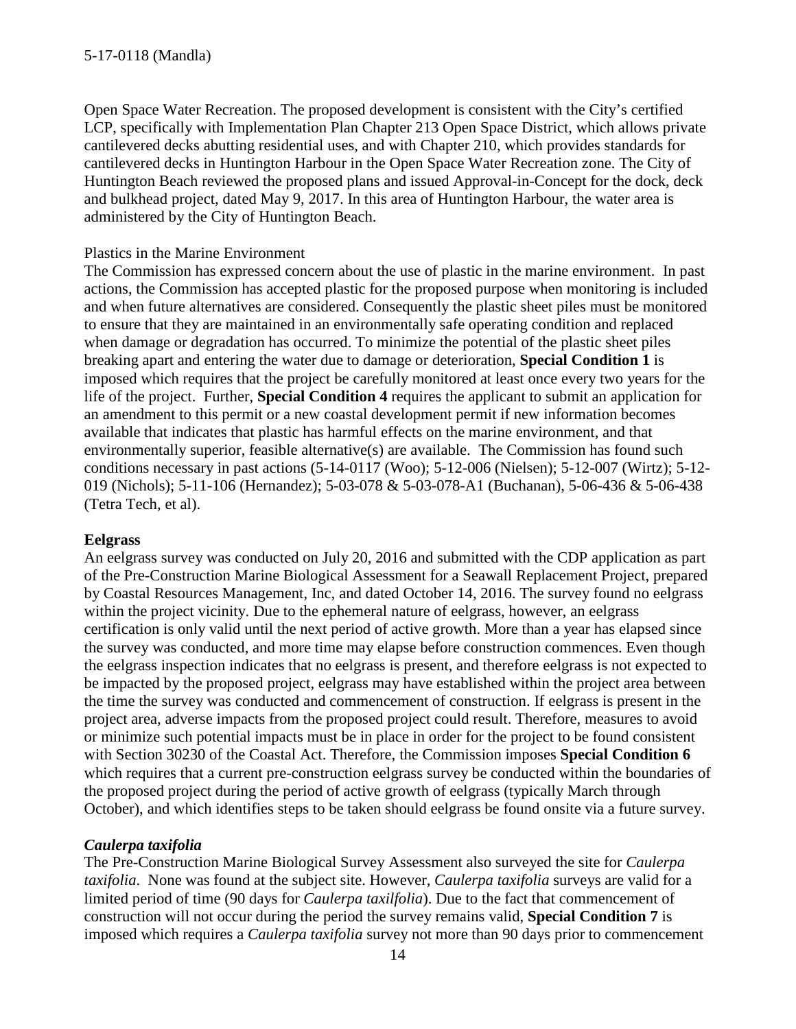Open Space Water Recreation. The proposed development is consistent with the City's certified LCP, specifically with Implementation Plan Chapter 213 Open Space District, which allows private cantilevered decks abutting residential uses, and with Chapter 210, which provides standards for cantilevered decks in Huntington Harbour in the Open Space Water Recreation zone. The City of Huntington Beach reviewed the proposed plans and issued Approval-in-Concept for the dock, deck and bulkhead project, dated May 9, 2017. In this area of Huntington Harbour, the water area is administered by the City of Huntington Beach.

Plastics in the Marine Environment

The Commission has expressed concern about the use of plastic in the marine environment. In past actions, the Commission has accepted plastic for the proposed purpose when monitoring is included and when future alternatives are considered. Consequently the plastic sheet piles must be monitored to ensure that they are maintained in an environmentally safe operating condition and replaced when damage or degradation has occurred. To minimize the potential of the plastic sheet piles breaking apart and entering the water due to damage or deterioration, **Special Condition 1** is imposed which requires that the project be carefully monitored at least once every two years for the life of the project. Further, **Special Condition 4** requires the applicant to submit an application for an amendment to this permit or a new coastal development permit if new information becomes available that indicates that plastic has harmful effects on the marine environment, and that environmentally superior, feasible alternative(s) are available. The Commission has found such conditions necessary in past actions (5-14-0117 (Woo); 5-12-006 (Nielsen); 5-12-007 (Wirtz); 5-12-019 (Nichols); 5-11-106 (Hernandez); 5-03-078 & 5-03-078-A1 (Buchanan), 5-06-436 & 5-06-438 (Tetra Tech, et al).

**Eelgrass**

An eelgrass survey was conducted on July 20, 2016 and submitted with the CDP application as part of the Pre-Construction Marine Biological Assessment for a Seawall Replacement Project, prepared by Coastal Resources Management, Inc, and dated October 14, 2016. The survey found no eelgrass within the project vicinity. Due to the ephemeral nature of eelgrass, however, an eelgrass certification is only valid until the next period of active growth. More than a year has elapsed since the survey was conducted, and more time may elapse before construction commences. Even though the eelgrass inspection indicates that no eelgrass is present, and therefore eelgrass is not expected to be impacted by the proposed project, eelgrass may have established within the project area between the time the survey was conducted and commencement of construction. If eelgrass is present in the project area, adverse impacts from the proposed project could result. Therefore, measures to avoid or minimize such potential impacts must be in place in order for the project to be found consistent with Section 30230 of the Coastal Act. Therefore, the Commission imposes **Special Condition 6** which requires that a current pre-construction eelgrass survey be conducted within the boundaries of the proposed project during the period of active growth of eelgrass (typically March through October), and which identifies steps to be taken should eelgrass be found onsite via a future survey.

***Caulerpa taxifolia***

The Pre-Construction Marine Biological Survey Assessment also surveyed the site for *Caulerpa taxifolia*. None was found at the subject site. However, *Caulerpa taxifolia* surveys are valid for a limited period of time (90 days for *Caulerpa taxilfolia*). Due to the fact that commencement of construction will not occur during the period the survey remains valid, **Special Condition 7** is imposed which requires a *Caulerpa taxifolia* survey not more than 90 days prior to commencement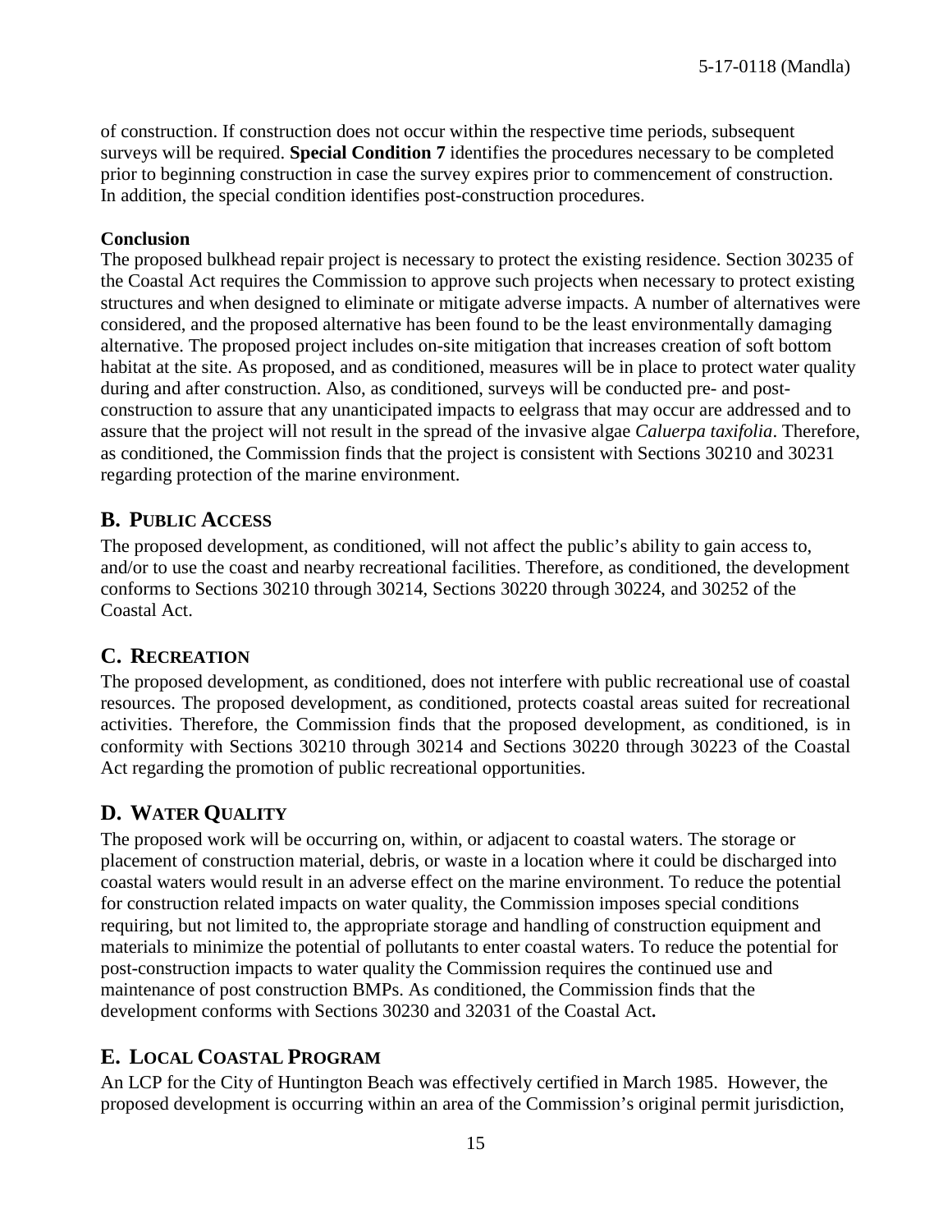of construction. If construction does not occur within the respective time periods, subsequent surveys will be required. **Special Condition 7** identifies the procedures necessary to be completed prior to beginning construction in case the survey expires prior to commencement of construction. In addition, the special condition identifies post-construction procedures.

**Conclusion**

The proposed bulkhead repair project is necessary to protect the existing residence. Section 30235 of the Coastal Act requires the Commission to approve such projects when necessary to protect existing structures and when designed to eliminate or mitigate adverse impacts. A number of alternatives were considered, and the proposed alternative has been found to be the least environmentally damaging alternative. The proposed project includes on-site mitigation that increases creation of soft bottom habitat at the site. As proposed, and as conditioned, measures will be in place to protect water quality during and after construction. Also, as conditioned, surveys will be conducted pre- and post-construction to assure that any unanticipated impacts to eelgrass that may occur are addressed and to assure that the project will not result in the spread of the invasive algae *Caluerpa taxifolia*. Therefore, as conditioned, the Commission finds that the project is consistent with Sections 30210 and 30231 regarding protection of the marine environment.

## B. PUBLIC ACCESS

The proposed development, as conditioned, will not affect the public's ability to gain access to, and/or to use the coast and nearby recreational facilities. Therefore, as conditioned, the development conforms to Sections 30210 through 30214, Sections 30220 through 30224, and 30252 of the Coastal Act.

## C. RECREATION

The proposed development, as conditioned, does not interfere with public recreational use of coastal resources. The proposed development, as conditioned, protects coastal areas suited for recreational activities. Therefore, the Commission finds that the proposed development, as conditioned, is in conformity with Sections 30210 through 30214 and Sections 30220 through 30223 of the Coastal Act regarding the promotion of public recreational opportunities.

## D. WATER QUALITY

The proposed work will be occurring on, within, or adjacent to coastal waters. The storage or placement of construction material, debris, or waste in a location where it could be discharged into coastal waters would result in an adverse effect on the marine environment. To reduce the potential for construction related impacts on water quality, the Commission imposes special conditions requiring, but not limited to, the appropriate storage and handling of construction equipment and materials to minimize the potential of pollutants to enter coastal waters. To reduce the potential for post-construction impacts to water quality the Commission requires the continued use and maintenance of post construction BMPs. As conditioned, the Commission finds that the development conforms with Sections 30230 and 32031 of the Coastal Act**.**

## E. LOCAL COASTAL PROGRAM

An LCP for the City of Huntington Beach was effectively certified in March 1985. However, the proposed development is occurring within an area of the Commission's original permit jurisdiction,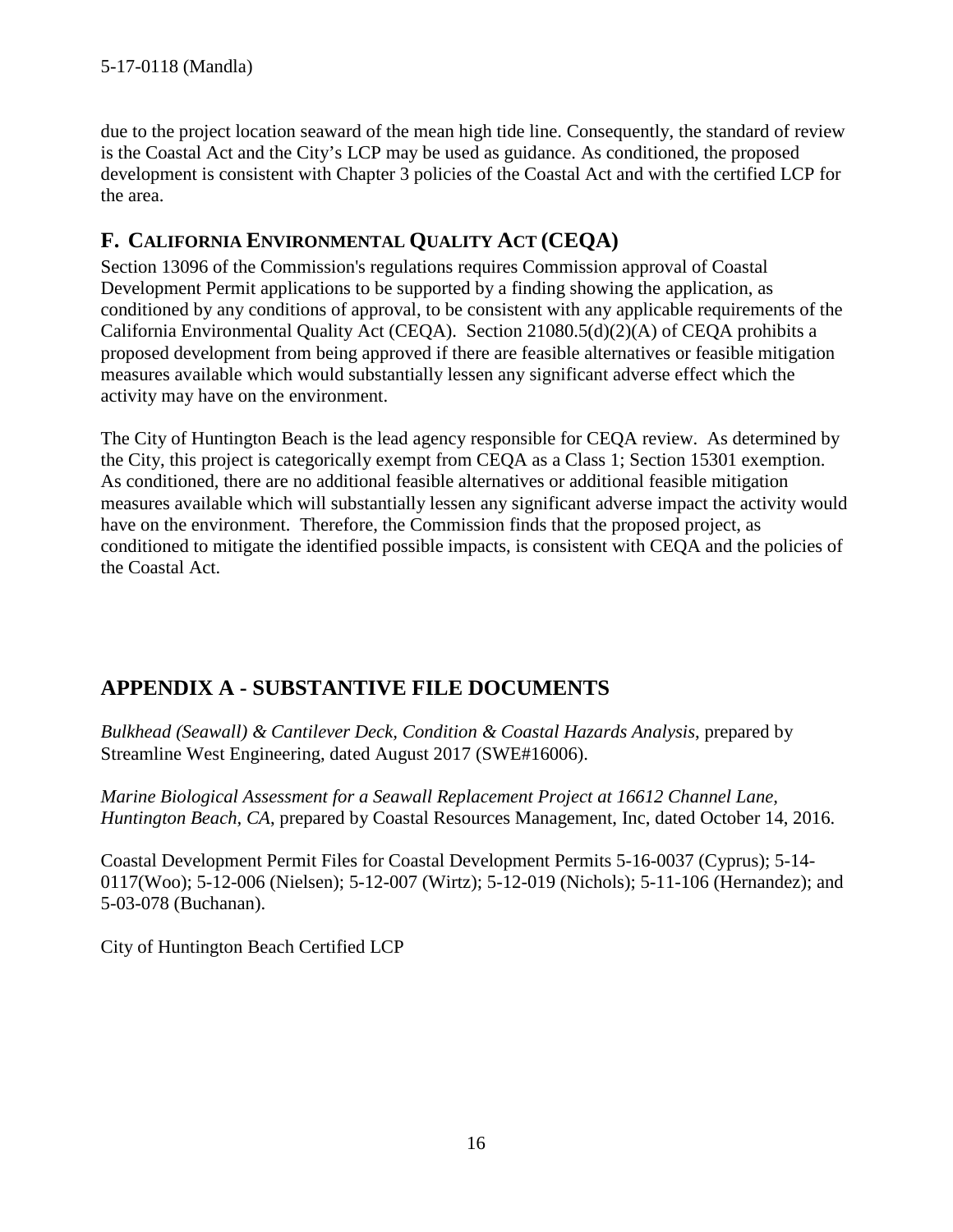due to the project location seaward of the mean high tide line. Consequently, the standard of review is the Coastal Act and the City's LCP may be used as guidance. As conditioned, the proposed development is consistent with Chapter 3 policies of the Coastal Act and with the certified LCP for the area.

## F. CALIFORNIA ENVIRONMENTAL QUALITY ACT (CEQA)

Section 13096 of the Commission's regulations requires Commission approval of Coastal Development Permit applications to be supported by a finding showing the application, as conditioned by any conditions of approval, to be consistent with any applicable requirements of the California Environmental Quality Act (CEQA). Section 21080.5(d)(2)(A) of CEQA prohibits a proposed development from being approved if there are feasible alternatives or feasible mitigation measures available which would substantially lessen any significant adverse effect which the activity may have on the environment.

The City of Huntington Beach is the lead agency responsible for CEQA review. As determined by the City, this project is categorically exempt from CEQA as a Class 1; Section 15301 exemption. As conditioned, there are no additional feasible alternatives or additional feasible mitigation measures available which will substantially lessen any significant adverse impact the activity would have on the environment. Therefore, the Commission finds that the proposed project, as conditioned to mitigate the identified possible impacts, is consistent with CEQA and the policies of the Coastal Act.

## APPENDIX A - SUBSTANTIVE FILE DOCUMENTS

*Bulkhead (Seawall) & Cantilever Deck, Condition & Coastal Hazards Analysis*, prepared by Streamline West Engineering, dated August 2017 (SWE#16006).

*Marine Biological Assessment for a Seawall Replacement Project at 16612 Channel Lane, Huntington Beach, CA*, prepared by Coastal Resources Management, Inc, dated October 14, 2016.

Coastal Development Permit Files for Coastal Development Permits 5-16-0037 (Cyprus); 5-14-0117(Woo); 5-12-006 (Nielsen); 5-12-007 (Wirtz); 5-12-019 (Nichols); 5-11-106 (Hernandez); and 5-03-078 (Buchanan).

City of Huntington Beach Certified LCP